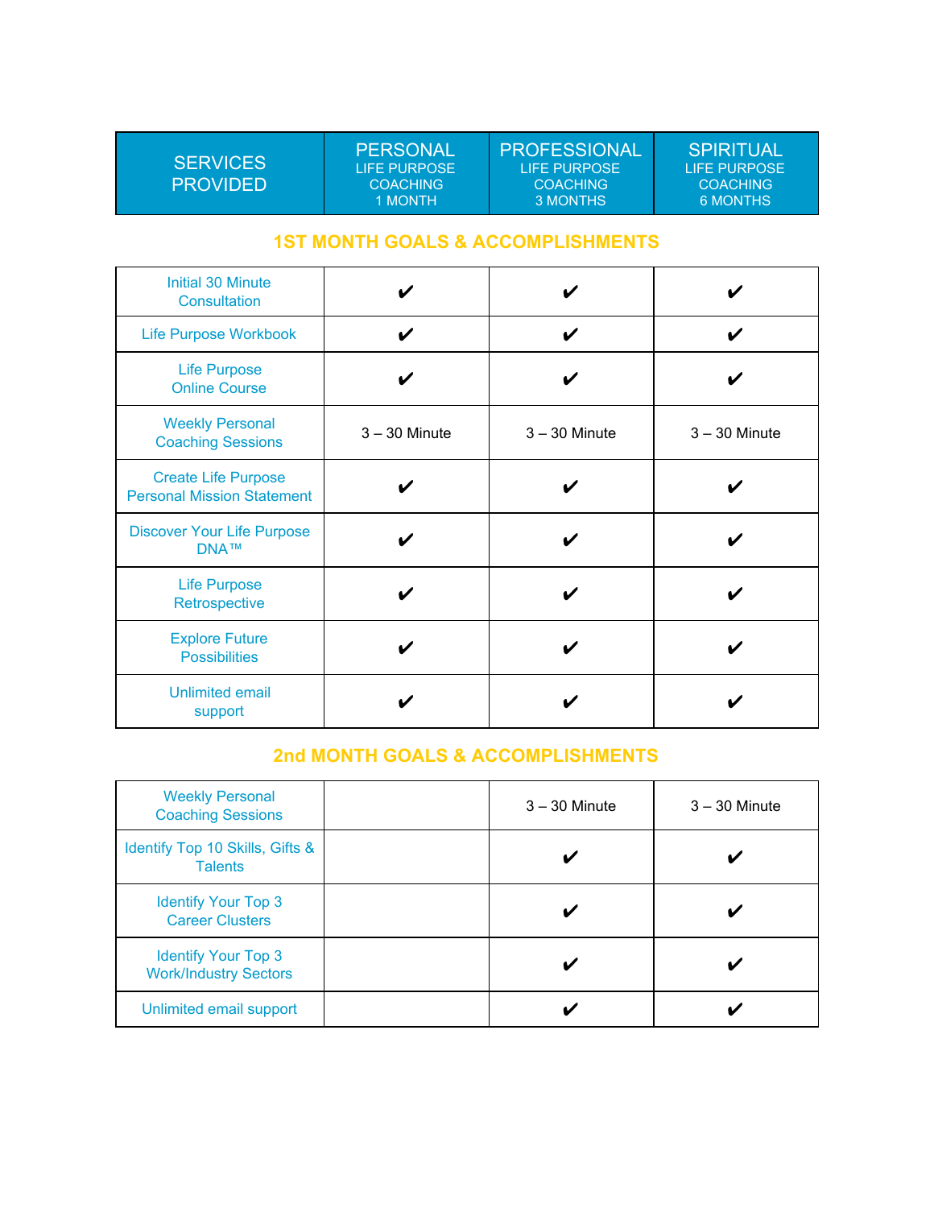| SERVICES PROVIDED | PERSONAL LIFE PURPOSE COACHING 1 MONTH | PROFESSIONAL LIFE PURPOSE COACHING 3 MONTHS | SPIRITUAL LIFE PURPOSE COACHING 6 MONTHS |
|---|---|---|---|
| **1ST MONTH GOALS & ACCOMPLISHMENTS** | | | |
| Initial 30 Minute Consultation | ✔ | ✔ | ✔ |
| Life Purpose Workbook | ✔ | ✔ | ✔ |
| Life Purpose Online Course | ✔ | ✔ | ✔ |
| Weekly Personal Coaching Sessions | 3 – 30 Minute | 3 – 30 Minute | 3 – 30 Minute |
| Create Life Purpose Personal Mission Statement | ✔ | ✔ | ✔ |
| Discover Your Life Purpose DNA™ | ✔ | ✔ | ✔ |
| Life Purpose Retrospective | ✔ | ✔ | ✔ |
| Explore Future Possibilities | ✔ | ✔ | ✔ |
| Unlimited email support | ✔ | ✔ | ✔ |
| **2nd MONTH GOALS & ACCOMPLISHMENTS** | | | |
| Weekly Personal Coaching Sessions | | 3 – 30 Minute | 3 – 30 Minute |
| Identify Top 10 Skills, Gifts & Talents | | ✔ | ✔ |
| Identify Your Top 3 Career Clusters | | ✔ | ✔ |
| Identify Your Top 3 Work/Industry Sectors | | ✔ | ✔ |
| Unlimited email support | | ✔ | ✔ |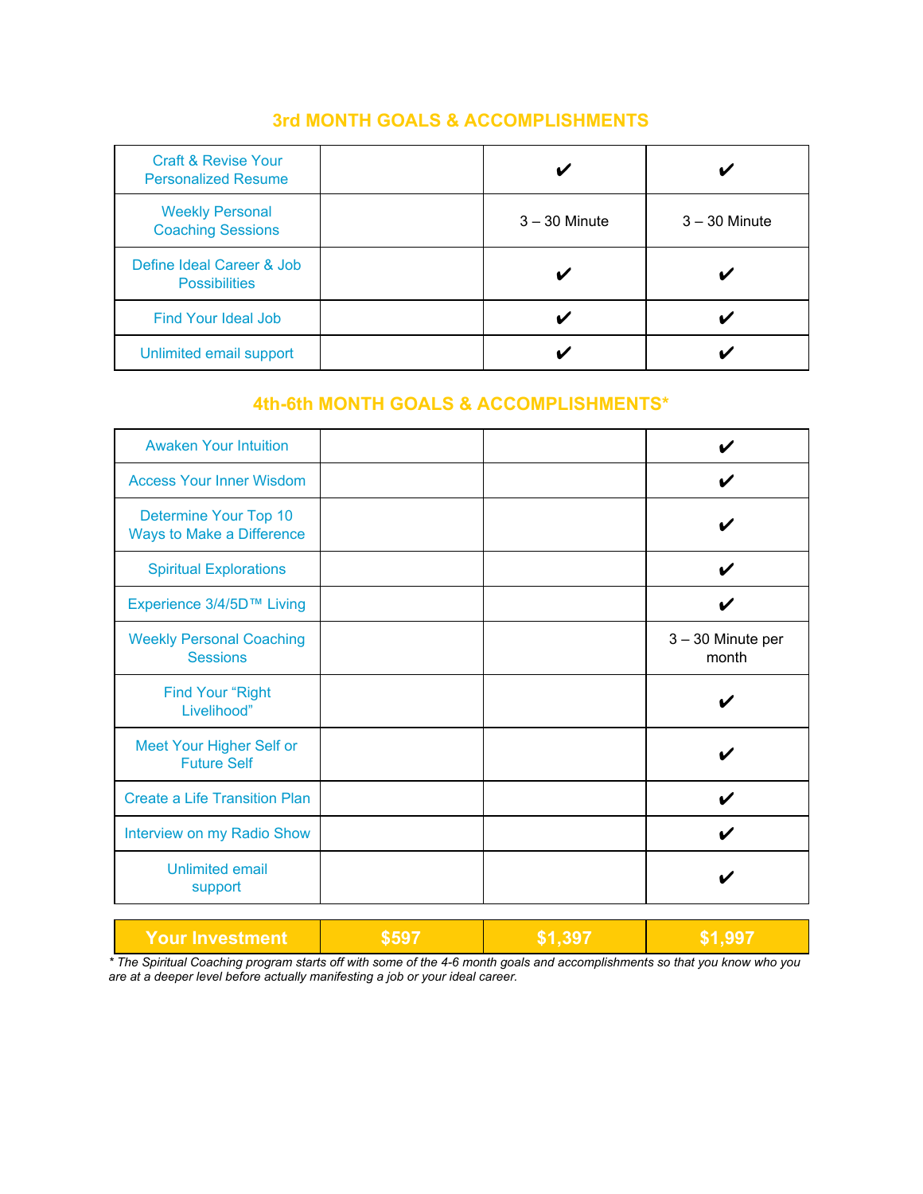## 3rd MONTH GOALS & ACCOMPLISHMENTS

| | | | |
|---|---|---|---|
| Craft & Revise Your Personalized Resume | | ✔ | ✔ |
| Weekly Personal Coaching Sessions | | 3 – 30 Minute | 3 – 30 Minute |
| Define Ideal Career & Job Possibilities | | ✔ | ✔ |
| Find Your Ideal Job | | ✔ | ✔ |
| Unlimited email support | | ✔ | ✔ |

## 4th-6th MONTH GOALS & ACCOMPLISHMENTS*

| | | | |
|---|---|---|---|
| Awaken Your Intuition | | | ✔ |
| Access Your Inner Wisdom | | | ✔ |
| Determine Your Top 10 Ways to Make a Difference | | | ✔ |
| Spiritual Explorations | | | ✔ |
| Experience 3/4/5D™ Living | | | ✔ |
| Weekly Personal Coaching Sessions | | | 3 – 30 Minute per month |
| Find Your "Right Livelihood" | | | ✔ |
| Meet Your Higher Self or Future Self | | | ✔ |
| Create a Life Transition Plan | | | ✔ |
| Interview on my Radio Show | | | ✔ |
| Unlimited email support | | | ✔ |

| **Your Investment** | **$597** | **$1,397** | **$1,997** |
|---|---|---|---|

*\* The Spiritual Coaching program starts off with some of the 4-6 month goals and accomplishments so that you know who you are at a deeper level before actually manifesting a job or your ideal career.*